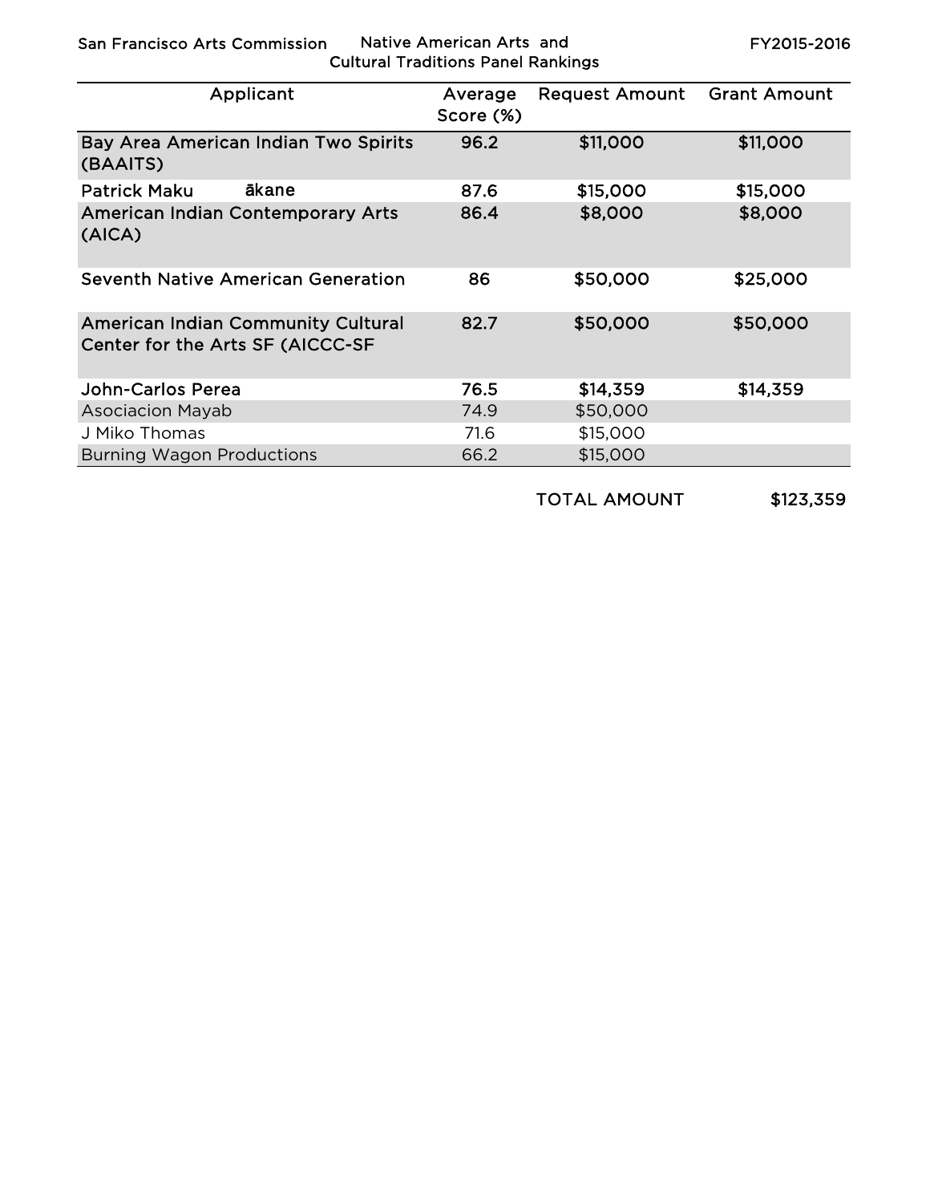San Francisco Arts Commission — Native American Arts and Cultural Traditions Panel Rankings — FY2015-2016

| Applicant | Average Score (%) | Request Amount | Grant Amount |
|---|---|---|---|
| Bay Area American Indian Two Spirits (BAAITS) | 96.2 | $11,000 | $11,000 |
| Patrick Makuākane | 87.6 | $15,000 | $15,000 |
| American Indian Contemporary Arts (AICA) | 86.4 | $8,000 | $8,000 |
| Seventh Native American Generation | 86 | $50,000 | $25,000 |
| American Indian Community Cultural Center for the Arts SF (AICCC-SF | 82.7 | $50,000 | $50,000 |
| John-Carlos Perea | 76.5 | $14,359 | $14,359 |
| Asociacion Mayab | 74.9 | $50,000 | |
| J Miko Thomas | 71.6 | $15,000 | |
| Burning Wagon Productions | 66.2 | $15,000 | |
| | | TOTAL AMOUNT | $123,359 |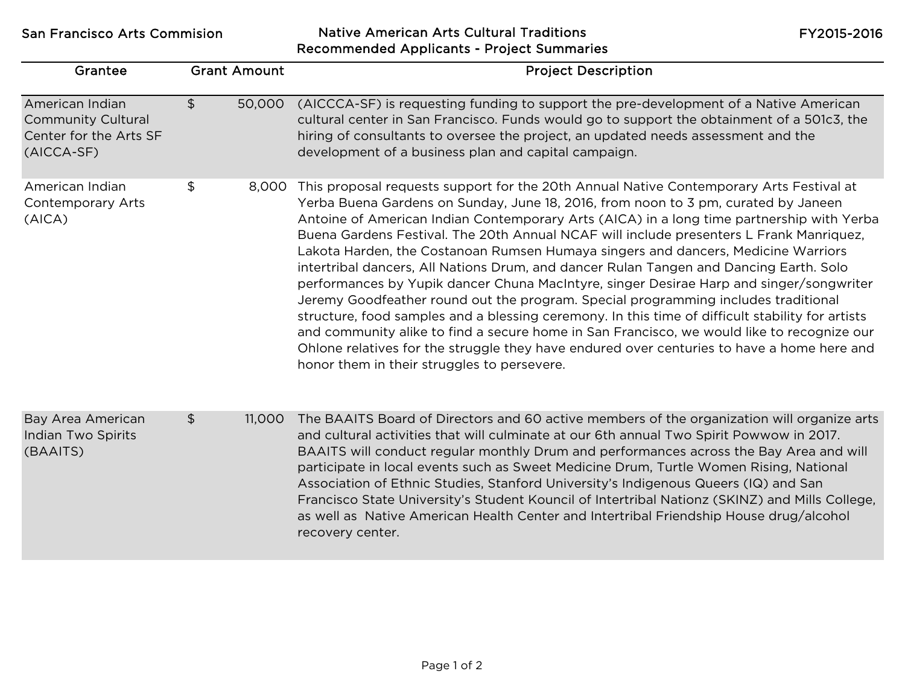San Francisco Arts Commision

# Native American Arts Cultural Traditions
## Recommended Applicants - Project Summaries

FY2015-2016

| Grantee | Grant Amount | Project Description |
| --- | --- | --- |
| American Indian Community Cultural Center for the Arts SF (AICCA-SF) | $ 50,000 | (AICCCA-SF) is requesting funding to support the pre-development of a Native American cultural center in San Francisco. Funds would go to support the obtainment of a 501c3, the hiring of consultants to oversee the project, an updated needs assessment and the development of a business plan and capital campaign. |
| American Indian Contemporary Arts (AICA) | $ 8,000 | This proposal requests support for the 20th Annual Native Contemporary Arts Festival at Yerba Buena Gardens on Sunday, June 18, 2016, from noon to 3 pm, curated by Janeen Antoine of American Indian Contemporary Arts (AICA) in a long time partnership with Yerba Buena Gardens Festival. The 20th Annual NCAF will include presenters L Frank Manriquez, Lakota Harden, the Costanoan Rumsen Humaya singers and dancers, Medicine Warriors intertribal dancers, All Nations Drum, and dancer Rulan Tangen and Dancing Earth. Solo performances by Yupik dancer Chuna MacIntyre, singer Desirae Harp and singer/songwriter Jeremy Goodfeather round out the program. Special programming includes traditional structure, food samples and a blessing ceremony. In this time of difficult stability for artists and community alike to find a secure home in San Francisco, we would like to recognize our Ohlone relatives for the struggle they have endured over centuries to have a home here and honor them in their struggles to persevere. |
| Bay Area American Indian Two Spirits (BAAITS) | $ 11,000 | The BAAITS Board of Directors and 60 active members of the organization will organize arts and cultural activities that will culminate at our 6th annual Two Spirit Powwow in 2017. BAAITS will conduct regular monthly Drum and performances across the Bay Area and will participate in local events such as Sweet Medicine Drum, Turtle Women Rising, National Association of Ethnic Studies, Stanford University's Indigenous Queers (IQ) and San Francisco State University's Student Kouncil of Intertribal Nationz (SKINZ) and Mills College, as well as Native American Health Center and Intertribal Friendship House drug/alcohol recovery center. |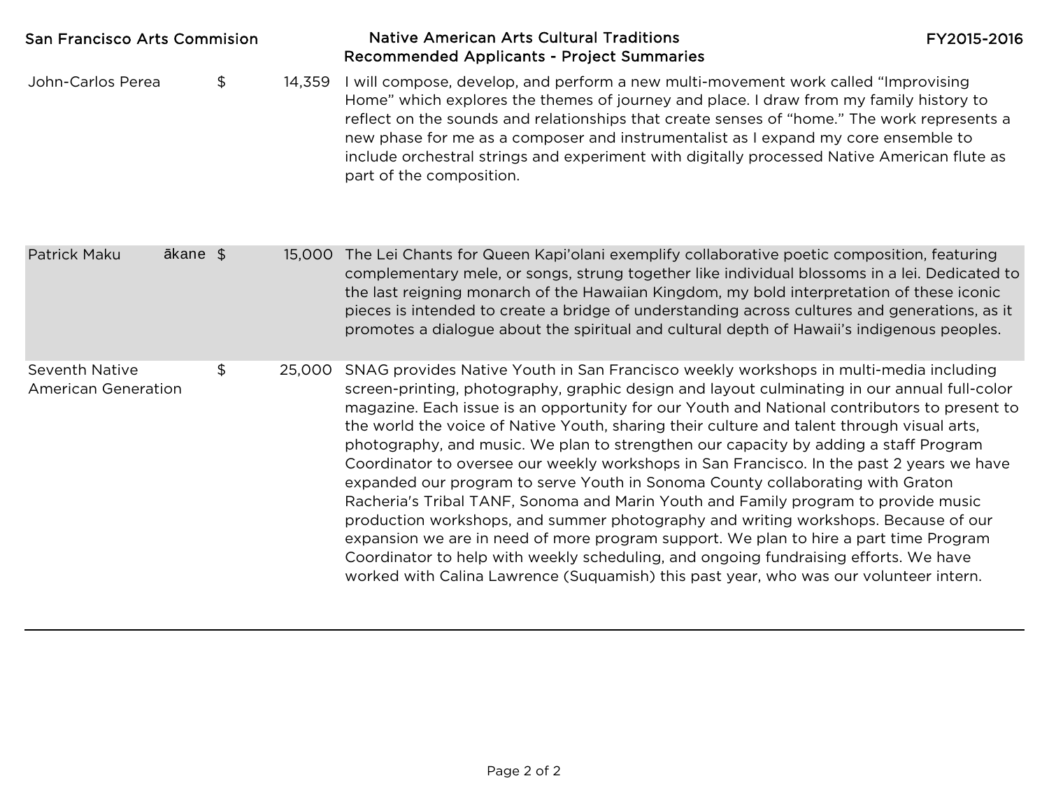| Applicant | Amount | Project Summary |
| --- | --- | --- |
| John-Carlos Perea | $ 14,359 | I will compose, develop, and perform a new multi-movement work called “Improvising Home” which explores the themes of journey and place. I draw from my family history to reflect on the sounds and relationships that create senses of “home.” The work represents a new phase for me as a composer and instrumentalist as I expand my core ensemble to include orchestral strings and experiment with digitally processed Native American flute as part of the composition. |
| Patrick Makuākane | $ 15,000 | The Lei Chants for Queen Kapi’olani exemplify collaborative poetic composition, featuring complementary mele, or songs, strung together like individual blossoms in a lei. Dedicated to the last reigning monarch of the Hawaiian Kingdom, my bold interpretation of these iconic pieces is intended to create a bridge of understanding across cultures and generations, as it promotes a dialogue about the spiritual and cultural depth of Hawaii’s indigenous peoples. |
| Seventh Native American Generation | $ 25,000 | SNAG provides Native Youth in San Francisco weekly workshops in multi-media including screen-printing, photography, graphic design and layout culminating in our annual full-color magazine. Each issue is an opportunity for our Youth and National contributors to present to the world the voice of Native Youth, sharing their culture and talent through visual arts, photography, and music. We plan to strengthen our capacity by adding a staff Program Coordinator to oversee our weekly workshops in San Francisco. In the past 2 years we have expanded our program to serve Youth in Sonoma County collaborating with Graton Racheria's Tribal TANF, Sonoma and Marin Youth and Family program to provide music production workshops, and summer photography and writing workshops. Because of our expansion we are in need of more program support. We plan to hire a part time Program Coordinator to help with weekly scheduling, and ongoing fundraising efforts. We have worked with Calina Lawrence (Suquamish) this past year, who was our volunteer intern. |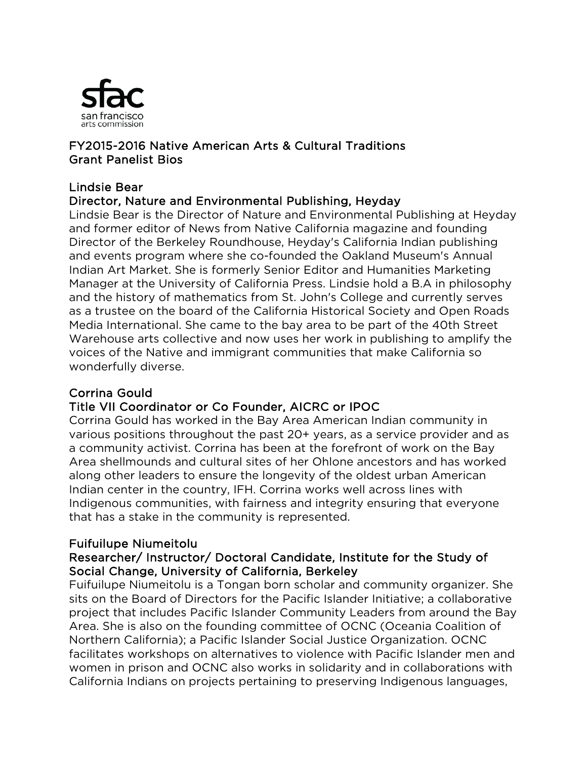# FY2015-2016 Native American Arts & Cultural Traditions Grant Panelist Bios

## Lindsie Bear

### Director, Nature and Environmental Publishing, Heyday

Lindsie Bear is the Director of Nature and Environmental Publishing at Heyday and former editor of News from Native California magazine and founding Director of the Berkeley Roundhouse, Heyday's California Indian publishing and events program where she co-founded the Oakland Museum's Annual Indian Art Market. She is formerly Senior Editor and Humanities Marketing Manager at the University of California Press. Lindsie hold a B.A in philosophy and the history of mathematics from St. John's College and currently serves as a trustee on the board of the California Historical Society and Open Roads Media International. She came to the bay area to be part of the 40th Street Warehouse arts collective and now uses her work in publishing to amplify the voices of the Native and immigrant communities that make California so wonderfully diverse.

## Corrina Gould

### Title VII Coordinator or Co Founder, AICRC or IPOC

Corrina Gould has worked in the Bay Area American Indian community in various positions throughout the past 20+ years, as a service provider and as a community activist. Corrina has been at the forefront of work on the Bay Area shellmounds and cultural sites of her Ohlone ancestors and has worked along other leaders to ensure the longevity of the oldest urban American Indian center in the country, IFH. Corrina works well across lines with Indigenous communities, with fairness and integrity ensuring that everyone that has a stake in the community is represented.

## Fuifuilupe Niumeitolu

### Researcher/ Instructor/ Doctoral Candidate, Institute for the Study of Social Change, University of California, Berkeley

Fuifuilupe Niumeitolu is a Tongan born scholar and community organizer. She sits on the Board of Directors for the Pacific Islander Initiative; a collaborative project that includes Pacific Islander Community Leaders from around the Bay Area. She is also on the founding committee of OCNC (Oceania Coalition of Northern California); a Pacific Islander Social Justice Organization. OCNC facilitates workshops on alternatives to violence with Pacific Islander men and women in prison and OCNC also works in solidarity and in collaborations with California Indians on projects pertaining to preserving Indigenous languages,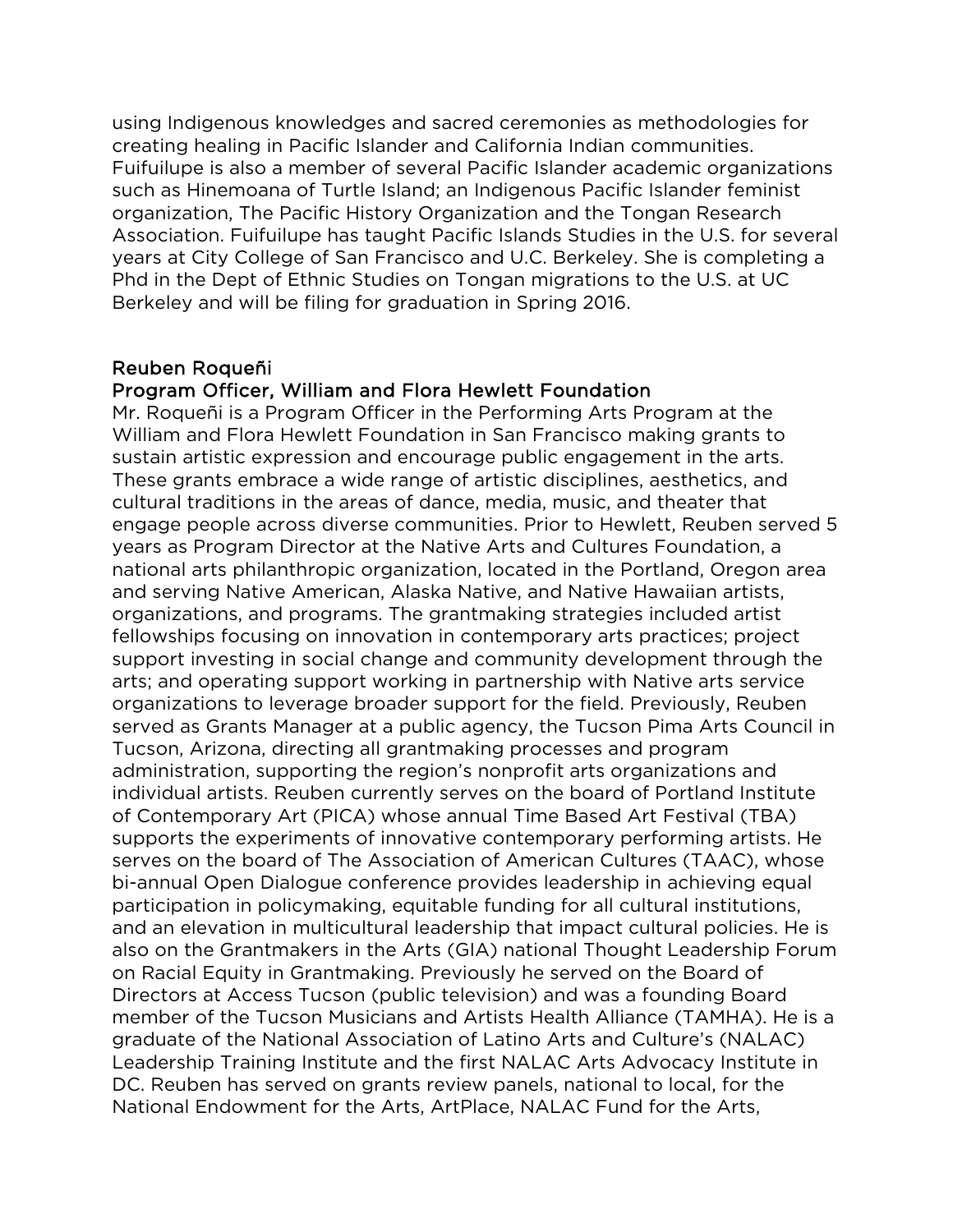using Indigenous knowledges and sacred ceremonies as methodologies for creating healing in Pacific Islander and California Indian communities. Fuifuilupe is also a member of several Pacific Islander academic organizations such as Hinemoana of Turtle Island; an Indigenous Pacific Islander feminist organization, The Pacific History Organization and the Tongan Research Association. Fuifuilupe has taught Pacific Islands Studies in the U.S. for several years at City College of San Francisco and U.C. Berkeley. She is completing a Phd in the Dept of Ethnic Studies on Tongan migrations to the U.S. at UC Berkeley and will be filing for graduation in Spring 2016.

### Reuben Roqueñi
### Program Officer, William and Flora Hewlett Foundation

Mr. Roqueñi is a Program Officer in the Performing Arts Program at the William and Flora Hewlett Foundation in San Francisco making grants to sustain artistic expression and encourage public engagement in the arts. These grants embrace a wide range of artistic disciplines, aesthetics, and cultural traditions in the areas of dance, media, music, and theater that engage people across diverse communities. Prior to Hewlett, Reuben served 5 years as Program Director at the Native Arts and Cultures Foundation, a national arts philanthropic organization, located in the Portland, Oregon area and serving Native American, Alaska Native, and Native Hawaiian artists, organizations, and programs. The grantmaking strategies included artist fellowships focusing on innovation in contemporary arts practices; project support investing in social change and community development through the arts; and operating support working in partnership with Native arts service organizations to leverage broader support for the field. Previously, Reuben served as Grants Manager at a public agency, the Tucson Pima Arts Council in Tucson, Arizona, directing all grantmaking processes and program administration, supporting the region's nonprofit arts organizations and individual artists. Reuben currently serves on the board of Portland Institute of Contemporary Art (PICA) whose annual Time Based Art Festival (TBA) supports the experiments of innovative contemporary performing artists. He serves on the board of The Association of American Cultures (TAAC), whose bi-annual Open Dialogue conference provides leadership in achieving equal participation in policymaking, equitable funding for all cultural institutions, and an elevation in multicultural leadership that impact cultural policies. He is also on the Grantmakers in the Arts (GIA) national Thought Leadership Forum on Racial Equity in Grantmaking. Previously he served on the Board of Directors at Access Tucson (public television) and was a founding Board member of the Tucson Musicians and Artists Health Alliance (TAMHA). He is a graduate of the National Association of Latino Arts and Culture's (NALAC) Leadership Training Institute and the first NALAC Arts Advocacy Institute in DC. Reuben has served on grants review panels, national to local, for the National Endowment for the Arts, ArtPlace, NALAC Fund for the Arts,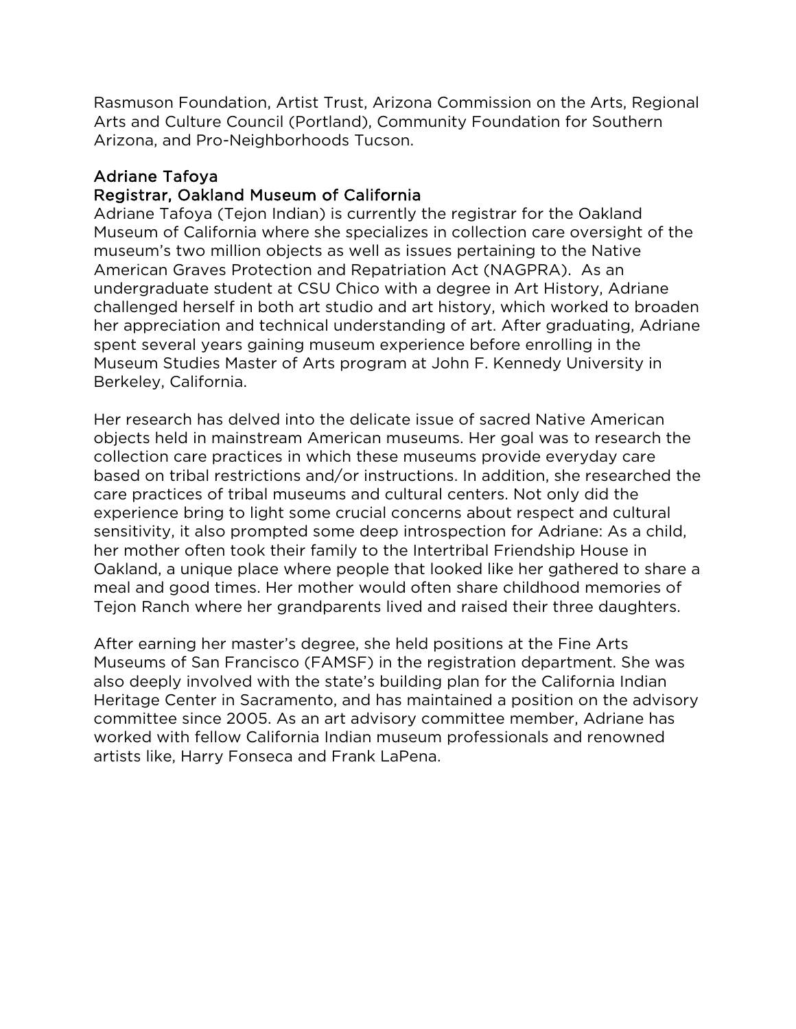Rasmuson Foundation, Artist Trust, Arizona Commission on the Arts, Regional Arts and Culture Council (Portland), Community Foundation for Southern Arizona, and Pro-Neighborhoods Tucson.

## Adriane Tafoya

### Registrar, Oakland Museum of California

Adriane Tafoya (Tejon Indian) is currently the registrar for the Oakland Museum of California where she specializes in collection care oversight of the museum's two million objects as well as issues pertaining to the Native American Graves Protection and Repatriation Act (NAGPRA). As an undergraduate student at CSU Chico with a degree in Art History, Adriane challenged herself in both art studio and art history, which worked to broaden her appreciation and technical understanding of art. After graduating, Adriane spent several years gaining museum experience before enrolling in the Museum Studies Master of Arts program at John F. Kennedy University in Berkeley, California.

Her research has delved into the delicate issue of sacred Native American objects held in mainstream American museums. Her goal was to research the collection care practices in which these museums provide everyday care based on tribal restrictions and/or instructions. In addition, she researched the care practices of tribal museums and cultural centers. Not only did the experience bring to light some crucial concerns about respect and cultural sensitivity, it also prompted some deep introspection for Adriane: As a child, her mother often took their family to the Intertribal Friendship House in Oakland, a unique place where people that looked like her gathered to share a meal and good times. Her mother would often share childhood memories of Tejon Ranch where her grandparents lived and raised their three daughters.

After earning her master's degree, she held positions at the Fine Arts Museums of San Francisco (FAMSF) in the registration department. She was also deeply involved with the state's building plan for the California Indian Heritage Center in Sacramento, and has maintained a position on the advisory committee since 2005. As an art advisory committee member, Adriane has worked with fellow California Indian museum professionals and renowned artists like, Harry Fonseca and Frank LaPena.